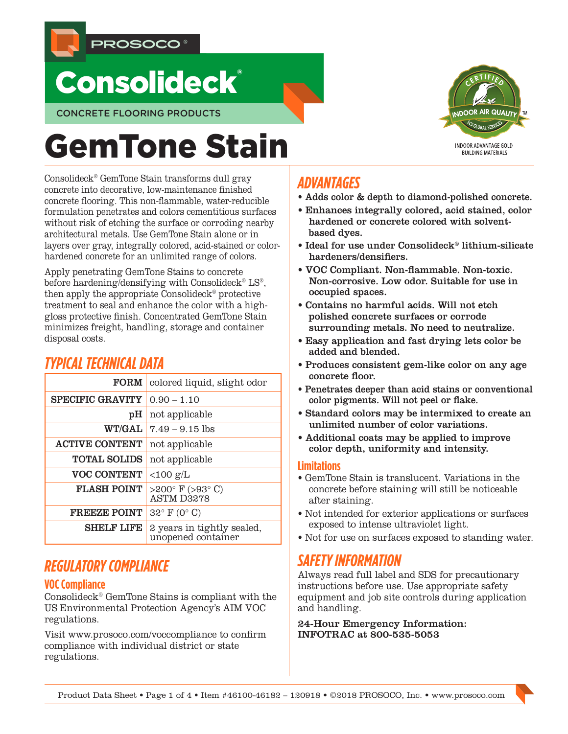PROSOCO®

# Consolideck®

CONCRETE FLOORING PRODUCTS

# GemTone Stain

CERTIFIED INDOOR AIR QUALITY™ SCS GLOBAL SERVICES

INDOOR ADVANTAGE GOLD BUILDING MATERIALS

Consolideck® GemTone Stain transforms dull gray concrete into decorative, low-maintenance finished concrete flooring. This non-flammable, water-reducible formulation penetrates and colors cementitious surfaces without risk of etching the surface or corroding nearby architectural metals. Use GemTone Stain alone or in layers over gray, integrally colored, acid-stained or color-hardened concrete for an unlimited range of colors.

Apply penetrating GemTone Stains to concrete before hardening/densifying with Consolideck® LS®, then apply the appropriate Consolideck® protective treatment to seal and enhance the color with a high-gloss protective finish. Concentrated GemTone Stain minimizes freight, handling, storage and container disposal costs.

## TYPICAL TECHNICAL DATA

| | |
|---|---|
| **FORM** | colored liquid, slight odor |
| **SPECIFIC GRAVITY** | 0.90 – 1.10 |
| **pH** | not applicable |
| **WT/GAL** | 7.49 – 9.15 lbs |
| **ACTIVE CONTENT** | not applicable |
| **TOTAL SOLIDS** | not applicable |
| **VOC CONTENT** | <100 g/L |
| **FLASH POINT** | >200° F (>93° C) ASTM D3278 |
| **FREEZE POINT** | 32° F (0° C) |
| **SHELF LIFE** | 2 years in tightly sealed, unopened container |

## REGULATORY COMPLIANCE

### VOC Compliance

Consolideck® GemTone Stains is compliant with the US Environmental Protection Agency's AIM VOC regulations.

Visit www.prosoco.com/voccompliance to confirm compliance with individual district or state regulations.

## ADVANTAGES

- **Adds color & depth to diamond-polished concrete.**
- **Enhances integrally colored, acid stained, color hardened or concrete colored with solvent-based dyes.**
- **Ideal for use under Consolideck® lithium-silicate hardeners/densifiers.**
- **VOC Compliant. Non-flammable. Non-toxic. Non-corrosive. Low odor. Suitable for use in occupied spaces.**
- **Contains no harmful acids. Will not etch polished concrete surfaces or corrode surrounding metals. No need to neutralize.**
- **Easy application and fast drying lets color be added and blended.**
- **Produces consistent gem-like color on any age concrete floor.**
- **Penetrates deeper than acid stains or conventional color pigments. Will not peel or flake.**
- **Standard colors may be intermixed to create an unlimited number of color variations.**
- **Additional coats may be applied to improve color depth, uniformity and intensity.**

### Limitations

- GemTone Stain is translucent. Variations in the concrete before staining will still be noticeable after staining.
- Not intended for exterior applications or surfaces exposed to intense ultraviolet light.
- Not for use on surfaces exposed to standing water.

## SAFETY INFORMATION

Always read full label and SDS for precautionary instructions before use. Use appropriate safety equipment and job site controls during application and handling.

**24-Hour Emergency Information:**
**INFOTRAC at 800-535-5053**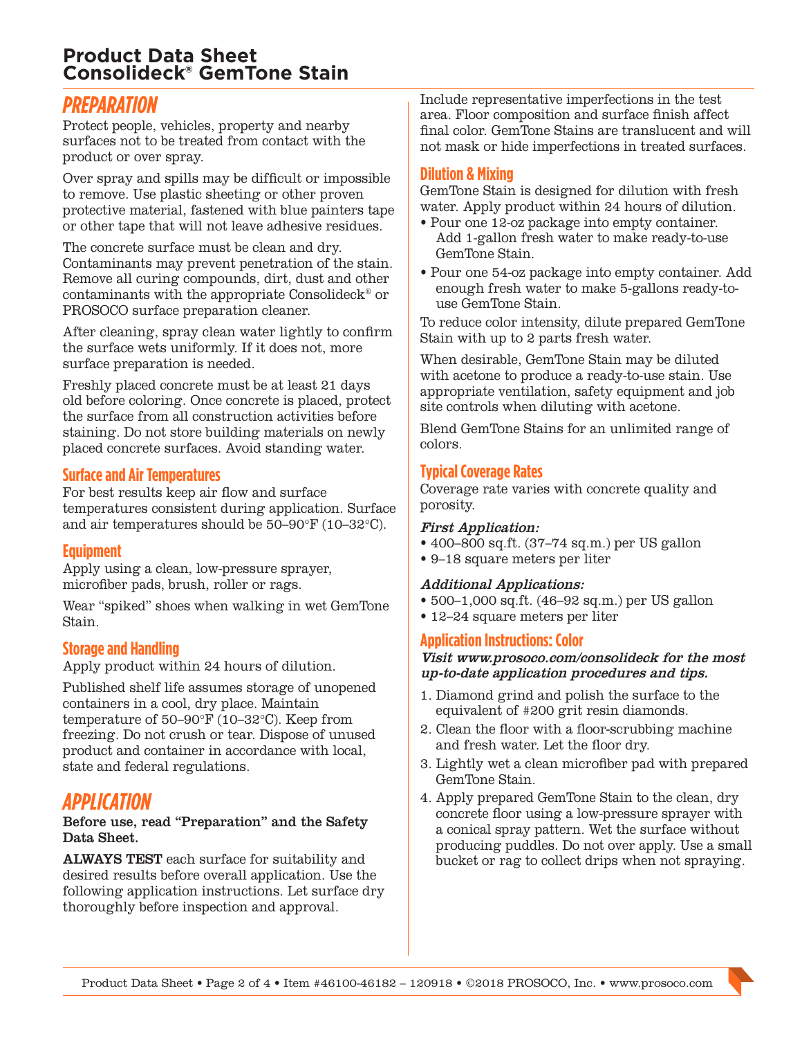# Product Data Sheet
# Consolideck® GemTone Stain

## PREPARATION

Protect people, vehicles, property and nearby surfaces not to be treated from contact with the product or over spray.

Over spray and spills may be difficult or impossible to remove. Use plastic sheeting or other proven protective material, fastened with blue painters tape or other tape that will not leave adhesive residues.

The concrete surface must be clean and dry. Contaminants may prevent penetration of the stain. Remove all curing compounds, dirt, dust and other contaminants with the appropriate Consolideck® or PROSOCO surface preparation cleaner.

After cleaning, spray clean water lightly to confirm the surface wets uniformly. If it does not, more surface preparation is needed.

Freshly placed concrete must be at least 21 days old before coloring. Once concrete is placed, protect the surface from all construction activities before staining. Do not store building materials on newly placed concrete surfaces. Avoid standing water.

### Surface and Air Temperatures

For best results keep air flow and surface temperatures consistent during application. Surface and air temperatures should be 50–90°F (10–32°C).

### Equipment

Apply using a clean, low-pressure sprayer, microfiber pads, brush, roller or rags.

Wear "spiked" shoes when walking in wet GemTone Stain.

### Storage and Handling

Apply product within 24 hours of dilution.

Published shelf life assumes storage of unopened containers in a cool, dry place. Maintain temperature of 50–90°F (10–32°C). Keep from freezing. Do not crush or tear. Dispose of unused product and container in accordance with local, state and federal regulations.

## APPLICATION

**Before use, read "Preparation" and the Safety Data Sheet.**

**ALWAYS TEST** each surface for suitability and desired results before overall application. Use the following application instructions. Let surface dry thoroughly before inspection and approval.

Include representative imperfections in the test area. Floor composition and surface finish affect final color. GemTone Stains are translucent and will not mask or hide imperfections in treated surfaces.

### Dilution & Mixing

GemTone Stain is designed for dilution with fresh water. Apply product within 24 hours of dilution.

- Pour one 12-oz package into empty container. Add 1-gallon fresh water to make ready-to-use GemTone Stain.
- Pour one 54-oz package into empty container. Add enough fresh water to make 5-gallons ready-to-use GemTone Stain.

To reduce color intensity, dilute prepared GemTone Stain with up to 2 parts fresh water.

When desirable, GemTone Stain may be diluted with acetone to produce a ready-to-use stain. Use appropriate ventilation, safety equipment and job site controls when diluting with acetone.

Blend GemTone Stains for an unlimited range of colors.

### Typical Coverage Rates

Coverage rate varies with concrete quality and porosity.

***First Application:***

- 400–800 sq.ft. (37–74 sq.m.) per US gallon
- 9–18 square meters per liter

***Additional Applications:***

- 500–1,000 sq.ft. (46–92 sq.m.) per US gallon
- 12–24 square meters per liter

### Application Instructions: Color

***Visit www.prosoco.com/consolideck for the most up-to-date application procedures and tips.***

1. Diamond grind and polish the surface to the equivalent of #200 grit resin diamonds.
2. Clean the floor with a floor-scrubbing machine and fresh water. Let the floor dry.
3. Lightly wet a clean microfiber pad with prepared GemTone Stain.
4. Apply prepared GemTone Stain to the clean, dry concrete floor using a low-pressure sprayer with a conical spray pattern. Wet the surface without producing puddles. Do not over apply. Use a small bucket or rag to collect drips when not spraying.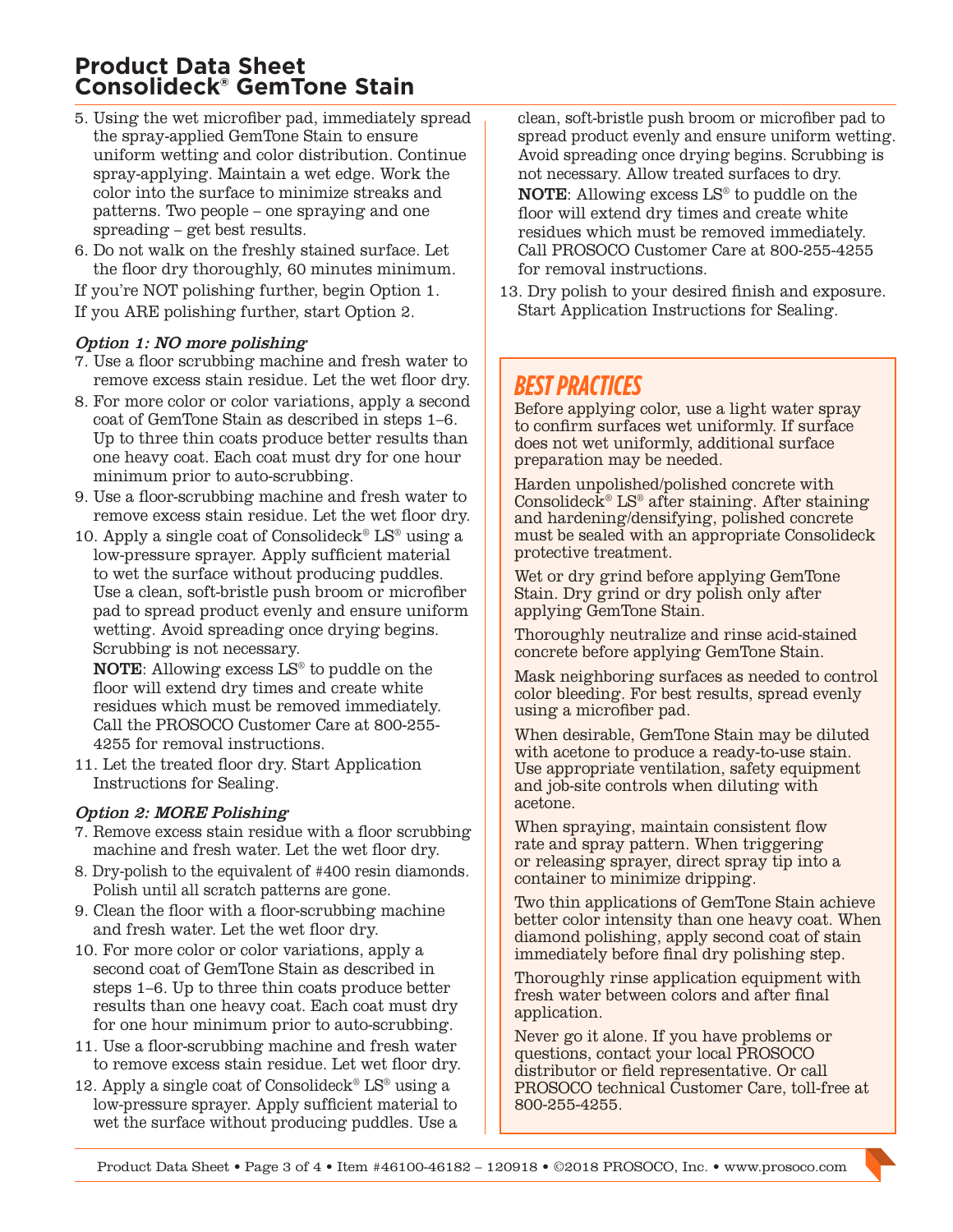5. Using the wet microfiber pad, immediately spread the spray-applied GemTone Stain to ensure uniform wetting and color distribution. Continue spray-applying. Maintain a wet edge. Work the color into the surface to minimize streaks and patterns. Two people – one spraying and one spreading – get best results.
6. Do not walk on the freshly stained surface. Let the floor dry thoroughly, 60 minutes minimum.

If you're NOT polishing further, begin Option 1.

If you ARE polishing further, start Option 2.

### *Option 1: NO more polishing*

7. Use a floor scrubbing machine and fresh water to remove excess stain residue. Let the wet floor dry.
8. For more color or color variations, apply a second coat of GemTone Stain as described in steps 1–6. Up to three thin coats produce better results than one heavy coat. Each coat must dry for one hour minimum prior to auto-scrubbing.
9. Use a floor-scrubbing machine and fresh water to remove excess stain residue. Let the wet floor dry.
10. Apply a single coat of Consolideck® LS® using a low-pressure sprayer. Apply sufficient material to wet the surface without producing puddles. Use a clean, soft-bristle push broom or microfiber pad to spread product evenly and ensure uniform wetting. Avoid spreading once drying begins. Scrubbing is not necessary.

    **NOTE**: Allowing excess LS® to puddle on the floor will extend dry times and create white residues which must be removed immediately. Call the PROSOCO Customer Care at 800-255-4255 for removal instructions.
11. Let the treated floor dry. Start Application Instructions for Sealing.

### *Option 2: MORE Polishing*

7. Remove excess stain residue with a floor scrubbing machine and fresh water. Let the wet floor dry.
8. Dry-polish to the equivalent of #400 resin diamonds. Polish until all scratch patterns are gone.
9. Clean the floor with a floor-scrubbing machine and fresh water. Let the wet floor dry.
10. For more color or color variations, apply a second coat of GemTone Stain as described in steps 1–6. Up to three thin coats produce better results than one heavy coat. Each coat must dry for one hour minimum prior to auto-scrubbing.
11. Use a floor-scrubbing machine and fresh water to remove excess stain residue. Let wet floor dry.
12. Apply a single coat of Consolideck® LS® using a low-pressure sprayer. Apply sufficient material to wet the surface without producing puddles. Use a clean, soft-bristle push broom or microfiber pad to spread product evenly and ensure uniform wetting. Avoid spreading once drying begins. Scrubbing is not necessary. Allow treated surfaces to dry.

    **NOTE**: Allowing excess LS® to puddle on the floor will extend dry times and create white residues which must be removed immediately. Call PROSOCO Customer Care at 800-255-4255 for removal instructions.
13. Dry polish to your desired finish and exposure. Start Application Instructions for Sealing.

## BEST PRACTICES

Before applying color, use a light water spray to confirm surfaces wet uniformly. If surface does not wet uniformly, additional surface preparation may be needed.

Harden unpolished/polished concrete with Consolideck® LS® after staining. After staining and hardening/densifying, polished concrete must be sealed with an appropriate Consolideck protective treatment.

Wet or dry grind before applying GemTone Stain. Dry grind or dry polish only after applying GemTone Stain.

Thoroughly neutralize and rinse acid-stained concrete before applying GemTone Stain.

Mask neighboring surfaces as needed to control color bleeding. For best results, spread evenly using a microfiber pad.

When desirable, GemTone Stain may be diluted with acetone to produce a ready-to-use stain. Use appropriate ventilation, safety equipment and job-site controls when diluting with acetone.

When spraying, maintain consistent flow rate and spray pattern. When triggering or releasing sprayer, direct spray tip into a container to minimize dripping.

Two thin applications of GemTone Stain achieve better color intensity than one heavy coat. When diamond polishing, apply second coat of stain immediately before final dry polishing step.

Thoroughly rinse application equipment with fresh water between colors and after final application.

Never go it alone. If you have problems or questions, contact your local PROSOCO distributor or field representative. Or call PROSOCO technical Customer Care, toll-free at 800-255-4255.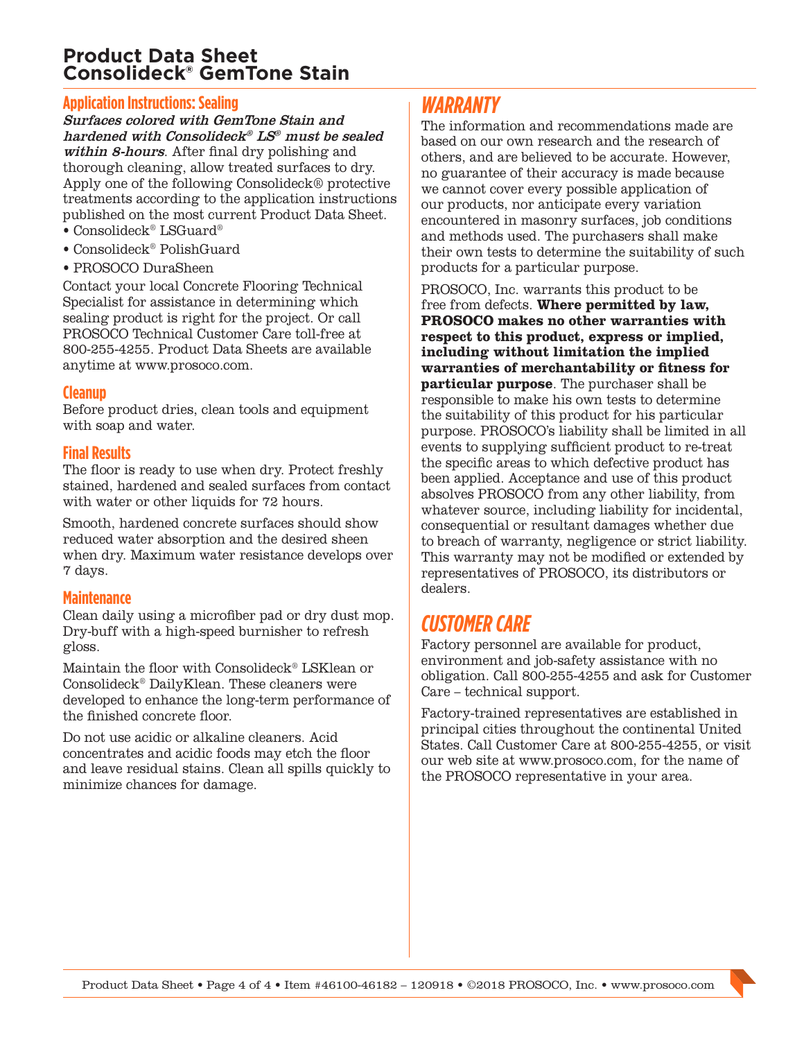# Product Data Sheet
# Consolideck® GemTone Stain

## Application Instructions: Sealing

***Surfaces colored with GemTone Stain and hardened with Consolideck® LS® must be sealed within 8-hours***. After final dry polishing and thorough cleaning, allow treated surfaces to dry. Apply one of the following Consolideck® protective treatments according to the application instructions published on the most current Product Data Sheet.

- Consolideck® LSGuard®
- Consolideck® PolishGuard
- PROSOCO DuraSheen

Contact your local Concrete Flooring Technical Specialist for assistance in determining which sealing product is right for the project. Or call PROSOCO Technical Customer Care toll-free at 800-255-4255. Product Data Sheets are available anytime at www.prosoco.com.

## Cleanup

Before product dries, clean tools and equipment with soap and water.

## Final Results

The floor is ready to use when dry. Protect freshly stained, hardened and sealed surfaces from contact with water or other liquids for 72 hours.

Smooth, hardened concrete surfaces should show reduced water absorption and the desired sheen when dry. Maximum water resistance develops over 7 days.

## Maintenance

Clean daily using a microfiber pad or dry dust mop. Dry-buff with a high-speed burnisher to refresh gloss.

Maintain the floor with Consolideck® LSKlean or Consolideck® DailyKlean. These cleaners were developed to enhance the long-term performance of the finished concrete floor.

Do not use acidic or alkaline cleaners. Acid concentrates and acidic foods may etch the floor and leave residual stains. Clean all spills quickly to minimize chances for damage.

## WARRANTY

The information and recommendations made are based on our own research and the research of others, and are believed to be accurate. However, no guarantee of their accuracy is made because we cannot cover every possible application of our products, nor anticipate every variation encountered in masonry surfaces, job conditions and methods used. The purchasers shall make their own tests to determine the suitability of such products for a particular purpose.

PROSOCO, Inc. warrants this product to be free from defects. **Where permitted by law, PROSOCO makes no other warranties with respect to this product, express or implied, including without limitation the implied warranties of merchantability or fitness for particular purpose**. The purchaser shall be responsible to make his own tests to determine the suitability of this product for his particular purpose. PROSOCO's liability shall be limited in all events to supplying sufficient product to re-treat the specific areas to which defective product has been applied. Acceptance and use of this product absolves PROSOCO from any other liability, from whatever source, including liability for incidental, consequential or resultant damages whether due to breach of warranty, negligence or strict liability. This warranty may not be modified or extended by representatives of PROSOCO, its distributors or dealers.

## CUSTOMER CARE

Factory personnel are available for product, environment and job-safety assistance with no obligation. Call 800-255-4255 and ask for Customer Care – technical support.

Factory-trained representatives are established in principal cities throughout the continental United States. Call Customer Care at 800-255-4255, or visit our web site at www.prosoco.com, for the name of the PROSOCO representative in your area.